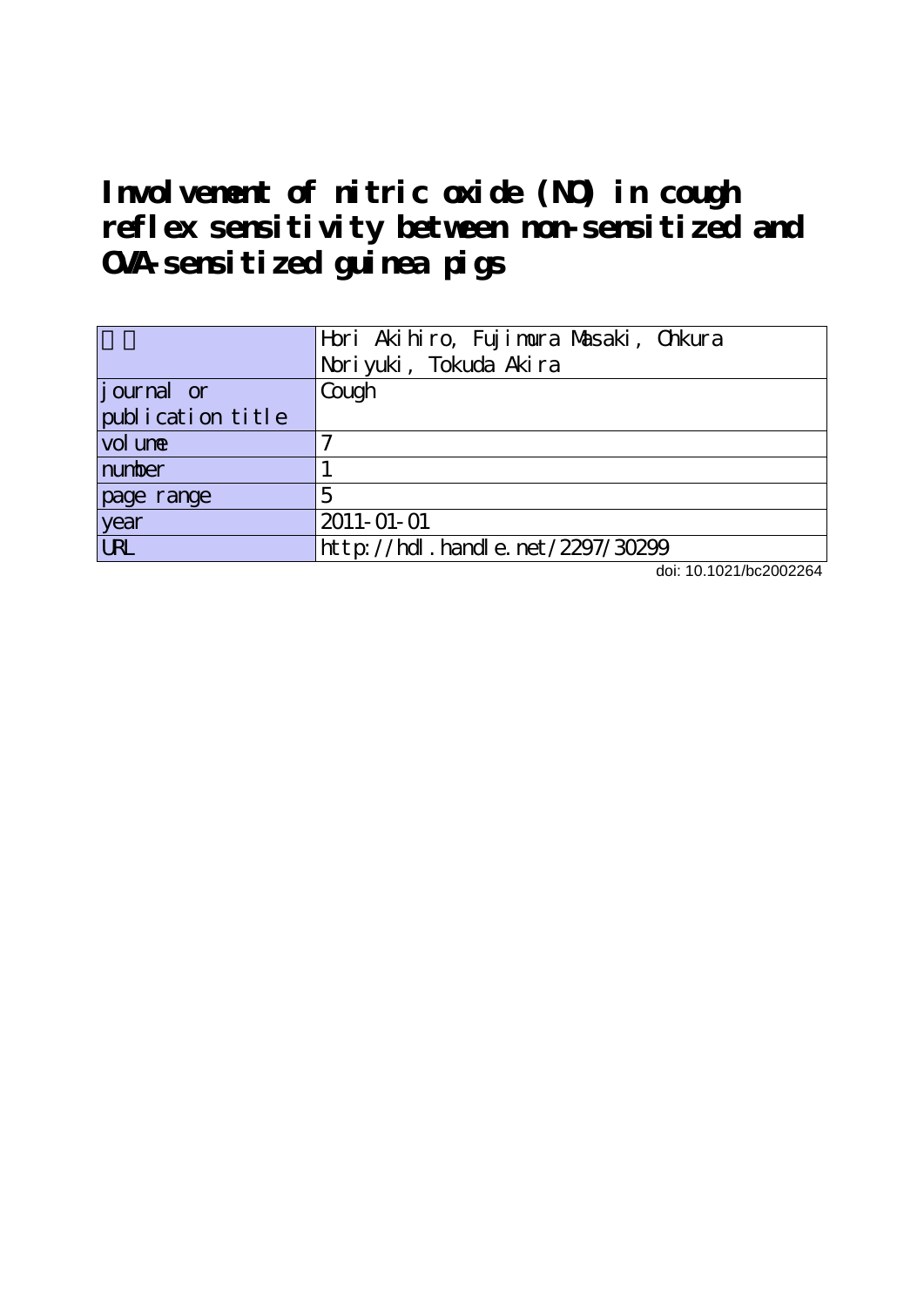# Involvement of nitric oxide (NO) in cough reflex sensitivity between non-sensitized and OVA-sensitized guinea pigs

| 著者 | Hori Akihiro, Fujimura Masaki, Ohkura Noriyuki, Tokuda Akira |
|---|---|
| journal or publication title | Cough |
| volume | 7 |
| number | 1 |
| page range | 5 |
| year | 2011-01-01 |
| URL | http://hdl.handle.net/2297/30299 |

doi: 10.1021/bc2002264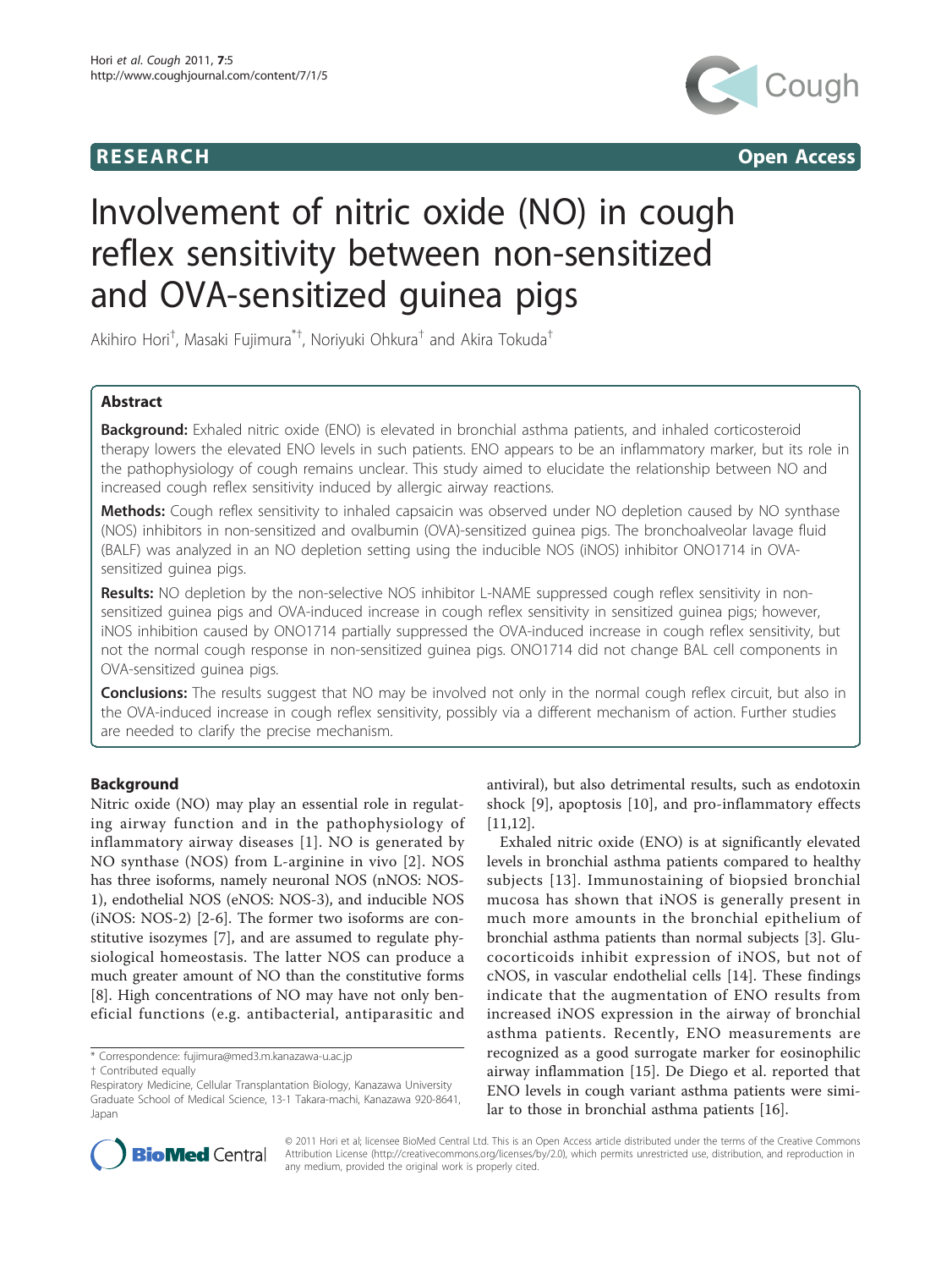# Involvement of nitric oxide (NO) in cough reflex sensitivity between non-sensitized and OVA-sensitized guinea pigs

Akihiro Hori[†], Masaki Fujimura[*†], Noriyuki Ohkura[†] and Akira Tokuda[†]

## Abstract

**Background:** Exhaled nitric oxide (ENO) is elevated in bronchial asthma patients, and inhaled corticosteroid therapy lowers the elevated ENO levels in such patients. ENO appears to be an inflammatory marker, but its role in the pathophysiology of cough remains unclear. This study aimed to elucidate the relationship between NO and increased cough reflex sensitivity induced by allergic airway reactions.

**Methods:** Cough reflex sensitivity to inhaled capsaicin was observed under NO depletion caused by NO synthase (NOS) inhibitors in non-sensitized and ovalbumin (OVA)-sensitized guinea pigs. The bronchoalveolar lavage fluid (BALF) was analyzed in an NO depletion setting using the inducible NOS (iNOS) inhibitor ONO1714 in OVA-sensitized guinea pigs.

**Results:** NO depletion by the non-selective NOS inhibitor L-NAME suppressed cough reflex sensitivity in non-sensitized guinea pigs and OVA-induced increase in cough reflex sensitivity in sensitized guinea pigs; however, iNOS inhibition caused by ONO1714 partially suppressed the OVA-induced increase in cough reflex sensitivity, but not the normal cough response in non-sensitized guinea pigs. ONO1714 did not change BAL cell components in OVA-sensitized guinea pigs.

**Conclusions:** The results suggest that NO may be involved not only in the normal cough reflex circuit, but also in the OVA-induced increase in cough reflex sensitivity, possibly via a different mechanism of action. Further studies are needed to clarify the precise mechanism.

## Background

Nitric oxide (NO) may play an essential role in regulating airway function and in the pathophysiology of inflammatory airway diseases [1]. NO is generated by NO synthase (NOS) from L-arginine in vivo [2]. NOS has three isoforms, namely neuronal NOS (nNOS: NOS-1), endothelial NOS (eNOS: NOS-3), and inducible NOS (iNOS: NOS-2) [2-6]. The former two isoforms are constitutive isozymes [7], and are assumed to regulate physiological homeostasis. The latter NOS can produce a much greater amount of NO than the constitutive forms [8]. High concentrations of NO may have not only beneficial functions (e.g. antibacterial, antiparasitic and antiviral), but also detrimental results, such as endotoxin shock [9], apoptosis [10], and pro-inflammatory effects [11,12].

Exhaled nitric oxide (ENO) is at significantly elevated levels in bronchial asthma patients compared to healthy subjects [13]. Immunostaining of biopsied bronchial mucosa has shown that iNOS is generally present in much more amounts in the bronchial epithelium of bronchial asthma patients than normal subjects [3]. Glucocorticoids inhibit expression of iNOS, but not of cNOS, in vascular endothelial cells [14]. These findings indicate that the augmentation of ENO results from increased iNOS expression in the airway of bronchial asthma patients. Recently, ENO measurements are recognized as a good surrogate marker for eosinophilic airway inflammation [15]. De Diego et al. reported that ENO levels in cough variant asthma patients were similar to those in bronchial asthma patients [16].

\* Correspondence: fujimura@med3.m.kanazawa-u.ac.jp
† Contributed equally
Respiratory Medicine, Cellular Transplantation Biology, Kanazawa University Graduate School of Medical Science, 13-1 Takara-machi, Kanazawa 920-8641, Japan

© 2011 Hori et al; licensee BioMed Central Ltd. This is an Open Access article distributed under the terms of the Creative Commons Attribution License (http://creativecommons.org/licenses/by/2.0), which permits unrestricted use, distribution, and reproduction in any medium, provided the original work is properly cited.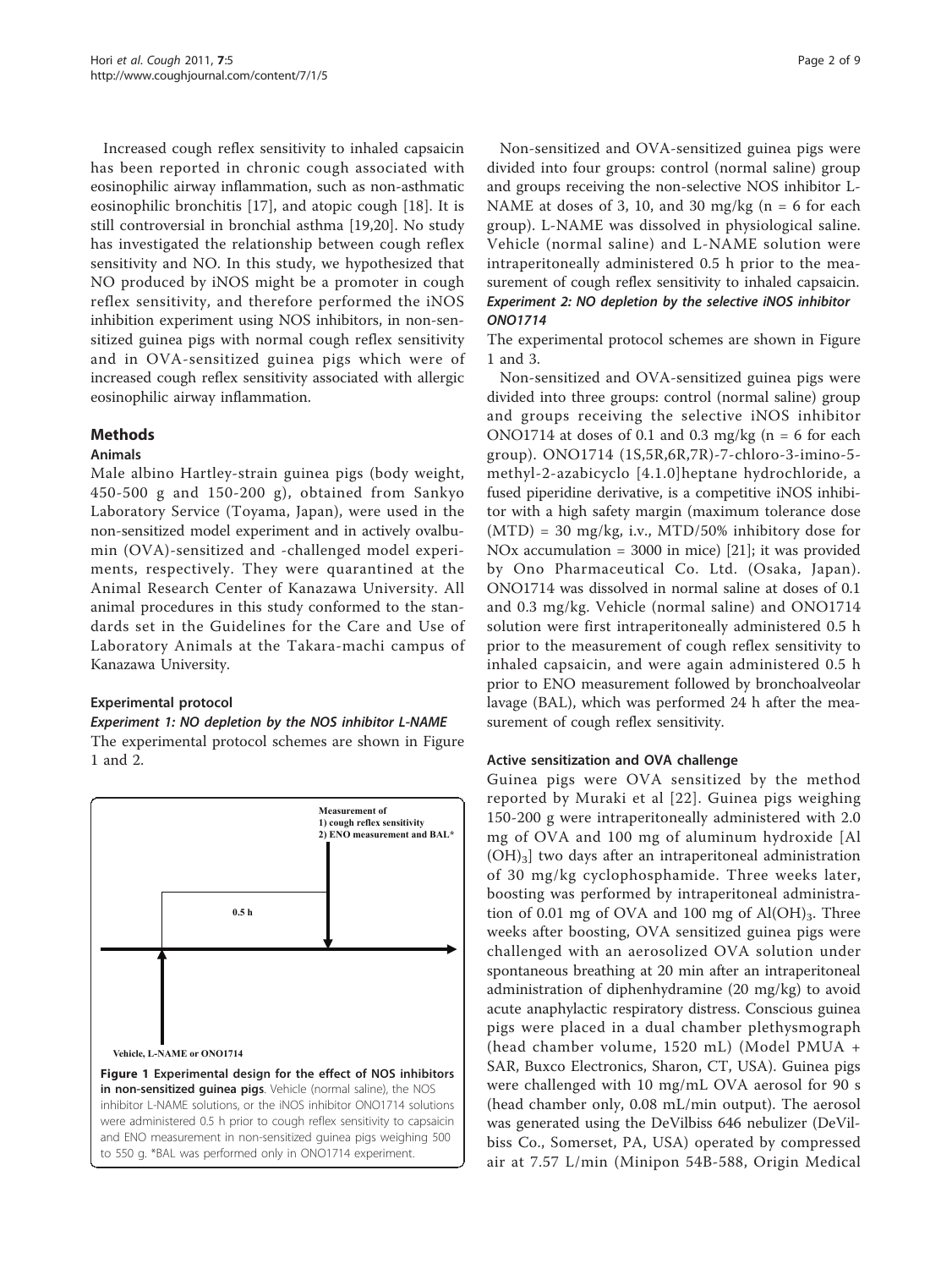Increased cough reflex sensitivity to inhaled capsaicin has been reported in chronic cough associated with eosinophilic airway inflammation, such as non-asthmatic eosinophilic bronchitis [17], and atopic cough [18]. It is still controversial in bronchial asthma [19,20]. No study has investigated the relationship between cough reflex sensitivity and NO. In this study, we hypothesized that NO produced by iNOS might be a promoter in cough reflex sensitivity, and therefore performed the iNOS inhibition experiment using NOS inhibitors, in non-sensitized guinea pigs with normal cough reflex sensitivity and in OVA-sensitized guinea pigs which were of increased cough reflex sensitivity associated with allergic eosinophilic airway inflammation.

## Methods

### Animals

Male albino Hartley-strain guinea pigs (body weight, 450-500 g and 150-200 g), obtained from Sankyo Laboratory Service (Toyama, Japan), were used in the non-sensitized model experiment and in actively ovalbumin (OVA)-sensitized and -challenged model experiments, respectively. They were quarantined at the Animal Research Center of Kanazawa University. All animal procedures in this study conformed to the standards set in the Guidelines for the Care and Use of Laboratory Animals at the Takara-machi campus of Kanazawa University.

### Experimental protocol

#### *Experiment 1: NO depletion by the NOS inhibitor L-NAME*

The experimental protocol schemes are shown in Figure 1 and 2.

Measurement of
1) cough reflex sensitivity
2) ENO measurement and BAL*

0.5 h

Vehicle, L-NAME or ONO1714

**Figure 1 Experimental design for the effect of NOS inhibitors in non-sensitized guinea pigs**. Vehicle (normal saline), the NOS inhibitor L-NAME solutions, or the iNOS inhibitor ONO1714 solutions were administered 0.5 h prior to cough reflex sensitivity to capsaicin and ENO measurement in non-sensitized guinea pigs weighing 500 to 550 g. *BAL was performed only in ONO1714 experiment.

Non-sensitized and OVA-sensitized guinea pigs were divided into four groups: control (normal saline) group and groups receiving the non-selective NOS inhibitor L-NAME at doses of 3, 10, and 30 mg/kg (n = 6 for each group). L-NAME was dissolved in physiological saline. Vehicle (normal saline) and L-NAME solution were intraperitoneally administered 0.5 h prior to the measurement of cough reflex sensitivity to inhaled capsaicin.

#### *Experiment 2: NO depletion by the selective iNOS inhibitor ONO1714*

The experimental protocol schemes are shown in Figure 1 and 3.

Non-sensitized and OVA-sensitized guinea pigs were divided into three groups: control (normal saline) group and groups receiving the selective iNOS inhibitor ONO1714 at doses of 0.1 and 0.3 mg/kg (n = 6 for each group). ONO1714 (1S,5R,6R,7R)-7-chloro-3-imino-5-methyl-2-azabicyclo [4.1.0]heptane hydrochloride, a fused piperidine derivative, is a competitive iNOS inhibitor with a high safety margin (maximum tolerance dose (MTD) = 30 mg/kg, i.v., MTD/50% inhibitory dose for NOx accumulation = 3000 in mice) [21]; it was provided by Ono Pharmaceutical Co. Ltd. (Osaka, Japan). ONO1714 was dissolved in normal saline at doses of 0.1 and 0.3 mg/kg. Vehicle (normal saline) and ONO1714 solution were first intraperitoneally administered 0.5 h prior to the measurement of cough reflex sensitivity to inhaled capsaicin, and were again administered 0.5 h prior to ENO measurement followed by bronchoalveolar lavage (BAL), which was performed 24 h after the measurement of cough reflex sensitivity.

### Active sensitization and OVA challenge

Guinea pigs were OVA sensitized by the method reported by Muraki et al [22]. Guinea pigs weighing 150-200 g were intraperitoneally administered with 2.0 mg of OVA and 100 mg of aluminum hydroxide [Al $(OH)_3$] two days after an intraperitoneal administration of 30 mg/kg cyclophosphamide. Three weeks later, boosting was performed by intraperitoneal administration of 0.01 mg of OVA and 100 mg of $Al(OH)_3$. Three weeks after boosting, OVA sensitized guinea pigs were challenged with an aerosolized OVA solution under spontaneous breathing at 20 min after an intraperitoneal administration of diphenhydramine (20 mg/kg) to avoid acute anaphylactic respiratory distress. Conscious guinea pigs were placed in a dual chamber plethysmograph (head chamber volume, 1520 mL) (Model PMUA + SAR, Buxco Electronics, Sharon, CT, USA). Guinea pigs were challenged with 10 mg/mL OVA aerosol for 90 s (head chamber only, 0.08 mL/min output). The aerosol was generated using the DeVilbiss 646 nebulizer (DeVilbiss Co., Somerset, PA, USA) operated by compressed air at 7.57 L/min (Minipon 54B-588, Origin Medical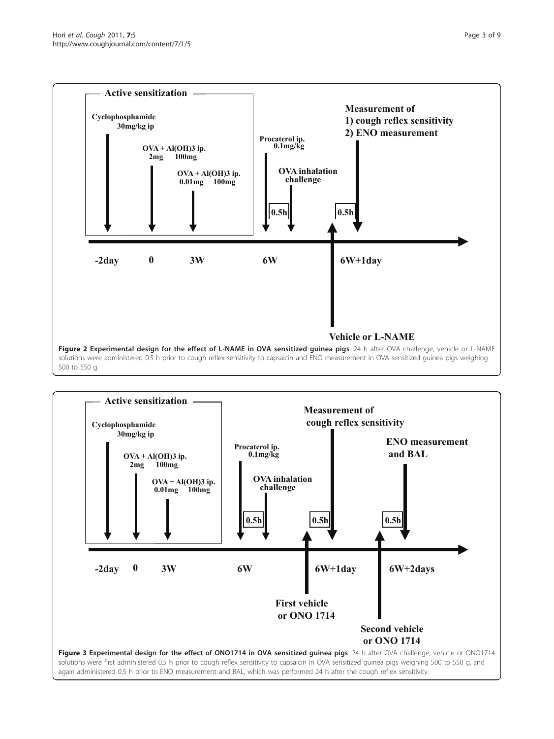**Figure 2 Experimental design for the effect of L-NAME in OVA sensitized guinea pigs**. 24 h after OVA challenge, vehicle or L-NAME solutions were administered 0.5 h prior to cough reflex sensitivity to capsaicin and ENO measurement in OVA sensitized guinea pigs weighing 500 to 550 g.

**Figure 3 Experimental design for the effect of ONO1714 in OVA sensitized guinea pigs**. 24 h after OVA challenge, vehicle or ONO1714 solutions were first administered 0.5 h prior to cough reflex sensitivity to capsaicin in OVA sensitized guinea pigs weighing 500 to 550 g, and again administered 0.5 h prior to ENO measurement and BAL, which was performed 24 h after the cough reflex sensitivity.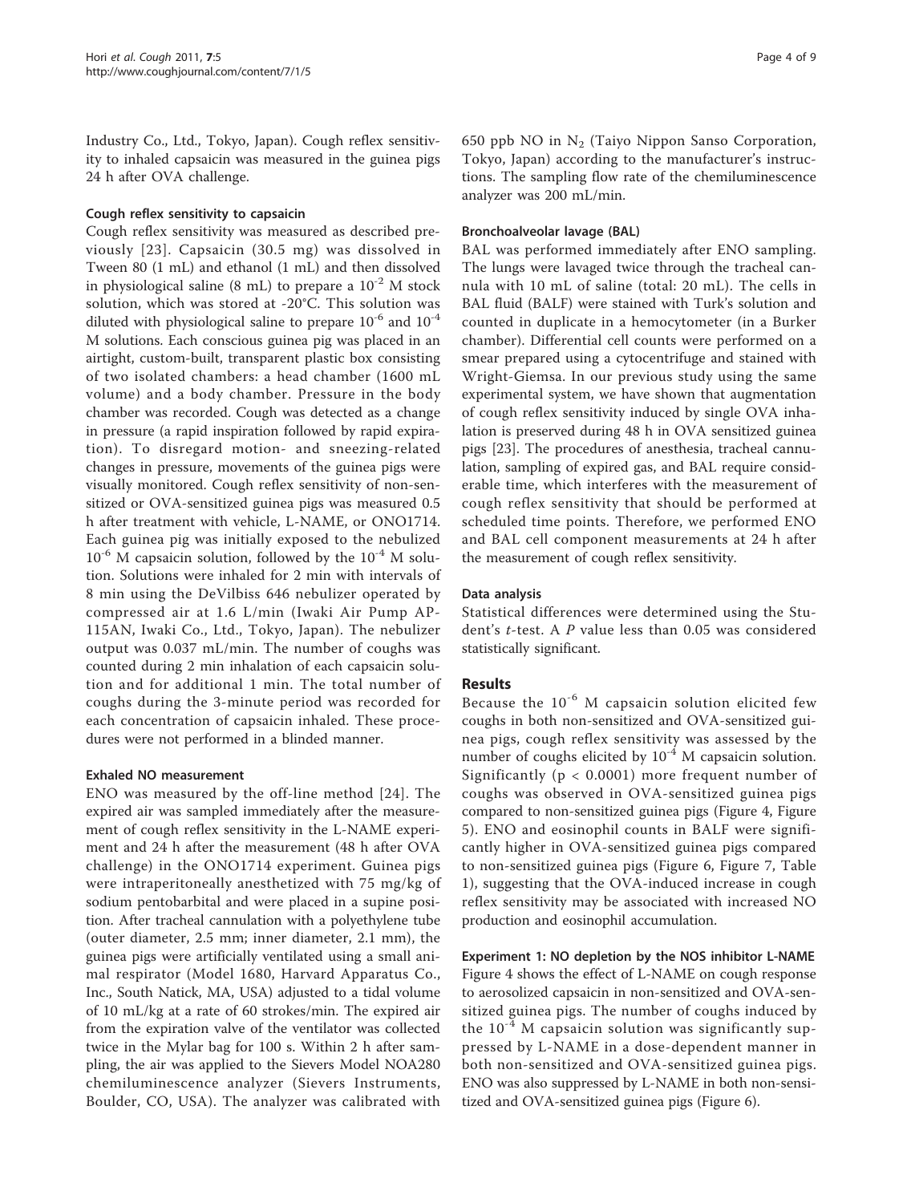Industry Co., Ltd., Tokyo, Japan). Cough reflex sensitivity to inhaled capsaicin was measured in the guinea pigs 24 h after OVA challenge.

### Cough reflex sensitivity to capsaicin

Cough reflex sensitivity was measured as described previously [23]. Capsaicin (30.5 mg) was dissolved in Tween 80 (1 mL) and ethanol (1 mL) and then dissolved in physiological saline (8 mL) to prepare a $10^{-2}$ M stock solution, which was stored at -20°C. This solution was diluted with physiological saline to prepare $10^{-6}$ and $10^{-4}$ M solutions. Each conscious guinea pig was placed in an airtight, custom-built, transparent plastic box consisting of two isolated chambers: a head chamber (1600 mL volume) and a body chamber. Pressure in the body chamber was recorded. Cough was detected as a change in pressure (a rapid inspiration followed by rapid expiration). To disregard motion- and sneezing-related changes in pressure, movements of the guinea pigs were visually monitored. Cough reflex sensitivity of non-sensitized or OVA-sensitized guinea pigs was measured 0.5 h after treatment with vehicle, L-NAME, or ONO1714. Each guinea pig was initially exposed to the nebulized $10^{-6}$ M capsaicin solution, followed by the $10^{-4}$ M solution. Solutions were inhaled for 2 min with intervals of 8 min using the DeVilbiss 646 nebulizer operated by compressed air at 1.6 L/min (Iwaki Air Pump AP-115AN, Iwaki Co., Ltd., Tokyo, Japan). The nebulizer output was 0.037 mL/min. The number of coughs was counted during 2 min inhalation of each capsaicin solution and for additional 1 min. The total number of coughs during the 3-minute period was recorded for each concentration of capsaicin inhaled. These procedures were not performed in a blinded manner.

### Exhaled NO measurement

ENO was measured by the off-line method [24]. The expired air was sampled immediately after the measurement of cough reflex sensitivity in the L-NAME experiment and 24 h after the measurement (48 h after OVA challenge) in the ONO1714 experiment. Guinea pigs were intraperitoneally anesthetized with 75 mg/kg of sodium pentobarbital and were placed in a supine position. After tracheal cannulation with a polyethylene tube (outer diameter, 2.5 mm; inner diameter, 2.1 mm), the guinea pigs were artificially ventilated using a small animal respirator (Model 1680, Harvard Apparatus Co., Inc., South Natick, MA, USA) adjusted to a tidal volume of 10 mL/kg at a rate of 60 strokes/min. The expired air from the expiration valve of the ventilator was collected twice in the Mylar bag for 100 s. Within 2 h after sampling, the air was applied to the Sievers Model NOA280 chemiluminescence analyzer (Sievers Instruments, Boulder, CO, USA). The analyzer was calibrated with 650 ppb NO in $N_2$ (Taiyo Nippon Sanso Corporation, Tokyo, Japan) according to the manufacturer's instructions. The sampling flow rate of the chemiluminescence analyzer was 200 mL/min.

### Bronchoalveolar lavage (BAL)

BAL was performed immediately after ENO sampling. The lungs were lavaged twice through the tracheal cannula with 10 mL of saline (total: 20 mL). The cells in BAL fluid (BALF) were stained with Turk's solution and counted in duplicate in a hemocytometer (in a Burker chamber). Differential cell counts were performed on a smear prepared using a cytocentrifuge and stained with Wright-Giemsa. In our previous study using the same experimental system, we have shown that augmentation of cough reflex sensitivity induced by single OVA inhalation is preserved during 48 h in OVA sensitized guinea pigs [23]. The procedures of anesthesia, tracheal cannulation, sampling of expired gas, and BAL require considerable time, which interferes with the measurement of cough reflex sensitivity that should be performed at scheduled time points. Therefore, we performed ENO and BAL cell component measurements at 24 h after the measurement of cough reflex sensitivity.

### Data analysis

Statistical differences were determined using the Student's *t*-test. A *P* value less than 0.05 was considered statistically significant.

## Results

Because the $10^{-6}$ M capsaicin solution elicited few coughs in both non-sensitized and OVA-sensitized guinea pigs, cough reflex sensitivity was assessed by the number of coughs elicited by $10^{-4}$ M capsaicin solution. Significantly ($p < 0.0001$) more frequent number of coughs was observed in OVA-sensitized guinea pigs compared to non-sensitized guinea pigs (Figure 4, Figure 5). ENO and eosinophil counts in BALF were significantly higher in OVA-sensitized guinea pigs compared to non-sensitized guinea pigs (Figure 6, Figure 7, Table 1), suggesting that the OVA-induced increase in cough reflex sensitivity may be associated with increased NO production and eosinophil accumulation.

### Experiment 1: NO depletion by the NOS inhibitor L-NAME

Figure 4 shows the effect of L-NAME on cough response to aerosolized capsaicin in non-sensitized and OVA-sensitized guinea pigs. The number of coughs induced by the $10^{-4}$ M capsaicin solution was significantly suppressed by L-NAME in a dose-dependent manner in both non-sensitized and OVA-sensitized guinea pigs. ENO was also suppressed by L-NAME in both non-sensitized and OVA-sensitized guinea pigs (Figure 6).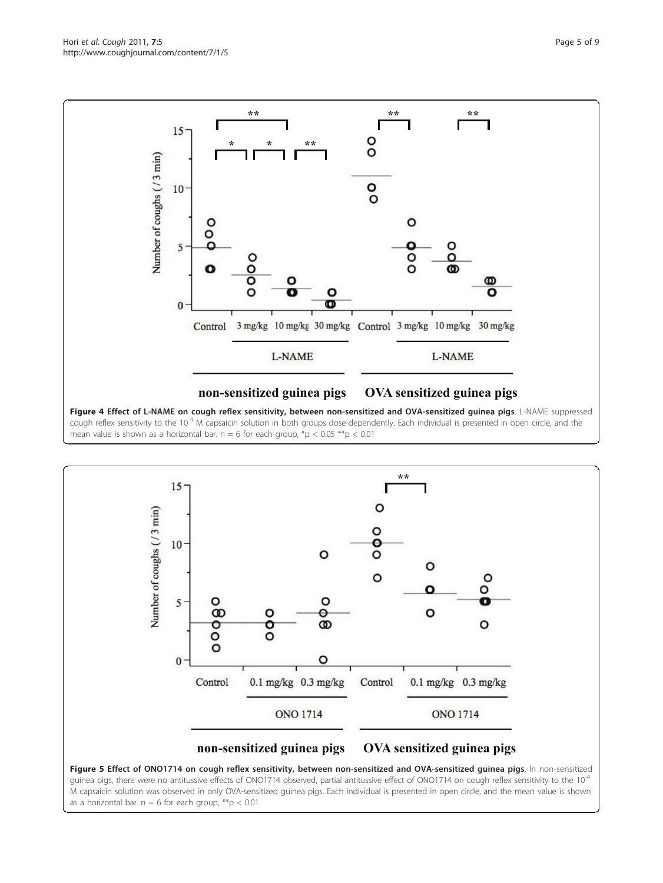**Figure 4 Effect of L-NAME on cough reflex sensitivity, between non-sensitized and OVA-sensitized guinea pigs**. L-NAME suppressed cough reflex sensitivity to the $10^{-4}$ M capsaicin solution in both groups dose-dependently. Each individual is presented in open circle, and the mean value is shown as a horizontal bar. n = 6 for each group, *$p < 0.05$ **$p < 0.01$

**Figure 5 Effect of ONO1714 on cough reflex sensitivity, between non-sensitized and OVA-sensitized guinea pigs**. In non-sensitized guinea pigs, there were no antitussive effects of ONO1714 observed, partial antitussive effect of ONO1714 on cough reflex sensitivity to the $10^{-4}$ M capsaicin solution was observed in only OVA-sensitized guinea pigs. Each individual is presented in open circle, and the mean value is shown as a horizontal bar. n = 6 for each group, **$p < 0.01$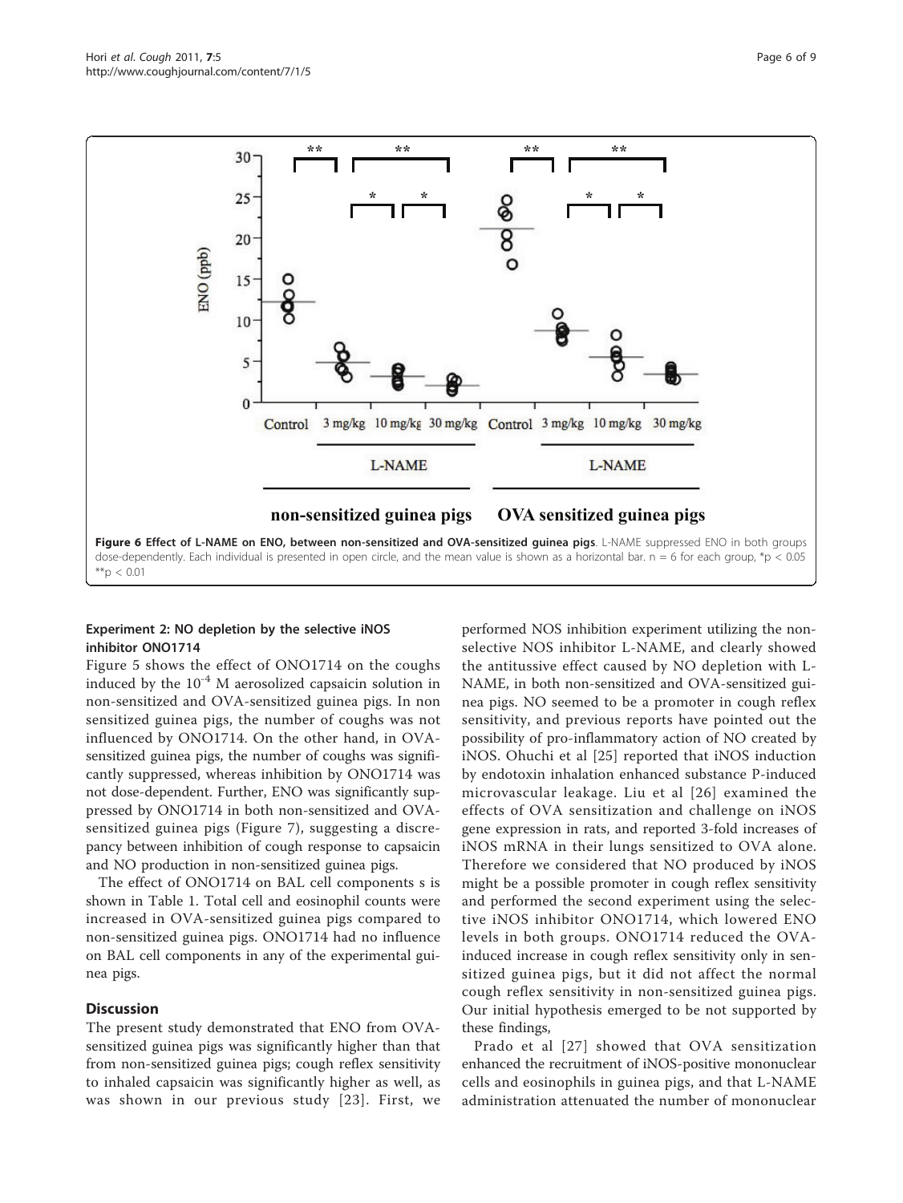Figure 6 Effect of L-NAME on ENO, between non-sensitized and OVA-sensitized guinea pigs. L-NAME suppressed ENO in both groups dose-dependently. Each individual is presented in open circle, and the mean value is shown as a horizontal bar. n = 6 for each group, *p < 0.05 **p < 0.01

### Experiment 2: NO depletion by the selective iNOS inhibitor ONO1714

Figure 5 shows the effect of ONO1714 on the coughs induced by the $10^{-4}$ M aerosolized capsaicin solution in non-sensitized and OVA-sensitized guinea pigs. In non sensitized guinea pigs, the number of coughs was not influenced by ONO1714. On the other hand, in OVA-sensitized guinea pigs, the number of coughs was significantly suppressed, whereas inhibition by ONO1714 was not dose-dependent. Further, ENO was significantly suppressed by ONO1714 in both non-sensitized and OVA-sensitized guinea pigs (Figure 7), suggesting a discrepancy between inhibition of cough response to capsaicin and NO production in non-sensitized guinea pigs.

The effect of ONO1714 on BAL cell components s is shown in Table 1. Total cell and eosinophil counts were increased in OVA-sensitized guinea pigs compared to non-sensitized guinea pigs. ONO1714 had no influence on BAL cell components in any of the experimental guinea pigs.

## Discussion

The present study demonstrated that ENO from OVA-sensitized guinea pigs was significantly higher than that from non-sensitized guinea pigs; cough reflex sensitivity to inhaled capsaicin was significantly higher as well, as was shown in our previous study [23]. First, we performed NOS inhibition experiment utilizing the non-selective NOS inhibitor L-NAME, and clearly showed the antitussive effect caused by NO depletion with L-NAME, in both non-sensitized and OVA-sensitized guinea pigs. NO seemed to be a promoter in cough reflex sensitivity, and previous reports have pointed out the possibility of pro-inflammatory action of NO created by iNOS. Ohuchi et al [25] reported that iNOS induction by endotoxin inhalation enhanced substance P-induced microvascular leakage. Liu et al [26] examined the effects of OVA sensitization and challenge on iNOS gene expression in rats, and reported 3-fold increases of iNOS mRNA in their lungs sensitized to OVA alone. Therefore we considered that NO produced by iNOS might be a possible promoter in cough reflex sensitivity and performed the second experiment using the selective iNOS inhibitor ONO1714, which lowered ENO levels in both groups. ONO1714 reduced the OVA-induced increase in cough reflex sensitivity only in sensitized guinea pigs, but it did not affect the normal cough reflex sensitivity in non-sensitized guinea pigs. Our initial hypothesis emerged to be not supported by these findings,

Prado et al [27] showed that OVA sensitization enhanced the recruitment of iNOS-positive mononuclear cells and eosinophils in guinea pigs, and that L-NAME administration attenuated the number of mononuclear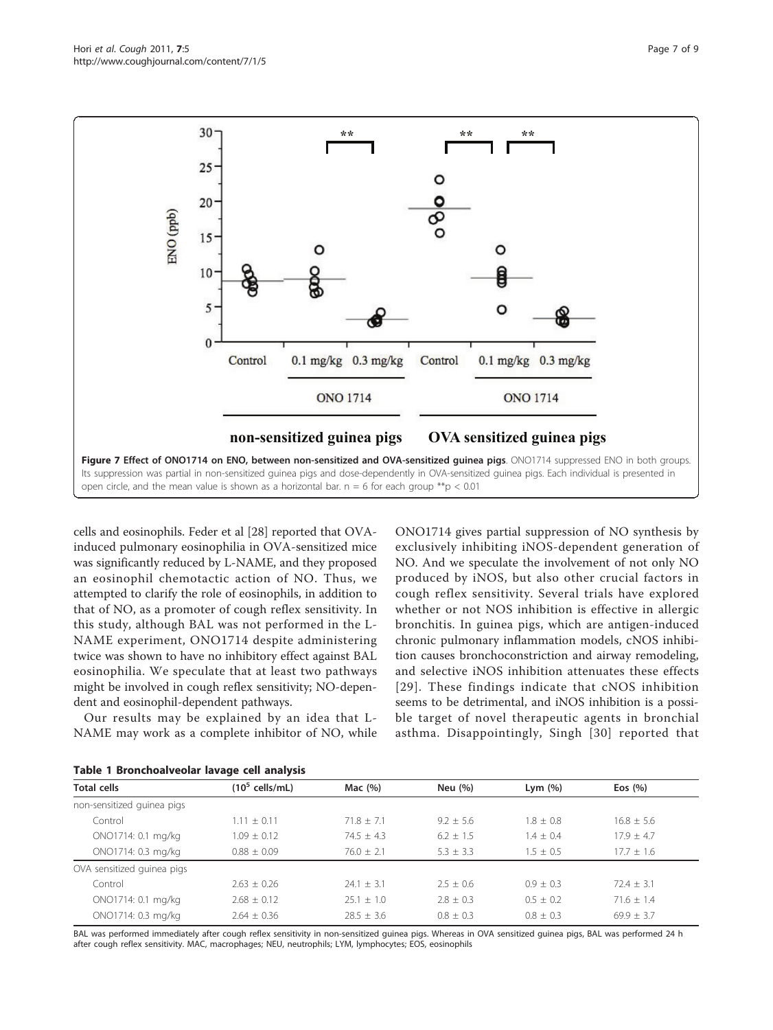Figure 7 Effect of ONO1714 on ENO, between non-sensitized and OVA-sensitized guinea pigs. ONO1714 suppressed ENO in both groups. Its suppression was partial in non-sensitized guinea pigs and dose-dependently in OVA-sensitized guinea pigs. Each individual is presented in open circle, and the mean value is shown as a horizontal bar. n = 6 for each group **p < 0.01

cells and eosinophils. Feder et al [28] reported that OVA-induced pulmonary eosinophilia in OVA-sensitized mice was significantly reduced by L-NAME, and they proposed an eosinophil chemotactic action of NO. Thus, we attempted to clarify the role of eosinophils, in addition to that of NO, as a promoter of cough reflex sensitivity. In this study, although BAL was not performed in the L-NAME experiment, ONO1714 despite administering twice was shown to have no inhibitory effect against BAL eosinophilia. We speculate that at least two pathways might be involved in cough reflex sensitivity; NO-dependent and eosinophil-dependent pathways.

Our results may be explained by an idea that L-NAME may work as a complete inhibitor of NO, while ONO1714 gives partial suppression of NO synthesis by exclusively inhibiting iNOS-dependent generation of NO. And we speculate the involvement of not only NO produced by iNOS, but also other crucial factors in cough reflex sensitivity. Several trials have explored whether or not NOS inhibition is effective in allergic bronchitis. In guinea pigs, which are antigen-induced chronic pulmonary inflammation models, cNOS inhibition causes bronchoconstriction and airway remodeling, and selective iNOS inhibition attenuates these effects [29]. These findings indicate that cNOS inhibition seems to be detrimental, and iNOS inhibition is a possible target of novel therapeutic agents in bronchial asthma. Disappointingly, Singh [30] reported that

**Table 1 Bronchoalveolar lavage cell analysis**

| Total cells | ($10^5$ cells/mL) | Mac (%) | Neu (%) | Lym (%) | Eos (%) |
|---|---|---|---|---|---|
| non-sensitized guinea pigs | | | | | |
| Control | 1.11 ± 0.11 | 71.8 ± 7.1 | 9.2 ± 5.6 | 1.8 ± 0.8 | 16.8 ± 5.6 |
| ONO1714: 0.1 mg/kg | 1.09 ± 0.12 | 74.5 ± 4.3 | 6.2 ± 1.5 | 1.4 ± 0.4 | 17.9 ± 4.7 |
| ONO1714: 0.3 mg/kg | 0.88 ± 0.09 | 76.0 ± 2.1 | 5.3 ± 3.3 | 1.5 ± 0.5 | 17.7 ± 1.6 |
| OVA sensitized guinea pigs | | | | | |
| Control | 2.63 ± 0.26 | 24.1 ± 3.1 | 2.5 ± 0.6 | 0.9 ± 0.3 | 72.4 ± 3.1 |
| ONO1714: 0.1 mg/kg | 2.68 ± 0.12 | 25.1 ± 1.0 | 2.8 ± 0.3 | 0.5 ± 0.2 | 71.6 ± 1.4 |
| ONO1714: 0.3 mg/kg | 2.64 ± 0.36 | 28.5 ± 3.6 | 0.8 ± 0.3 | 0.8 ± 0.3 | 69.9 ± 3.7 |

BAL was performed immediately after cough reflex sensitivity in non-sensitized guinea pigs. Whereas in OVA sensitized guinea pigs, BAL was performed 24 h after cough reflex sensitivity. MAC, macrophages; NEU, neutrophils; LYM, lymphocytes; EOS, eosinophils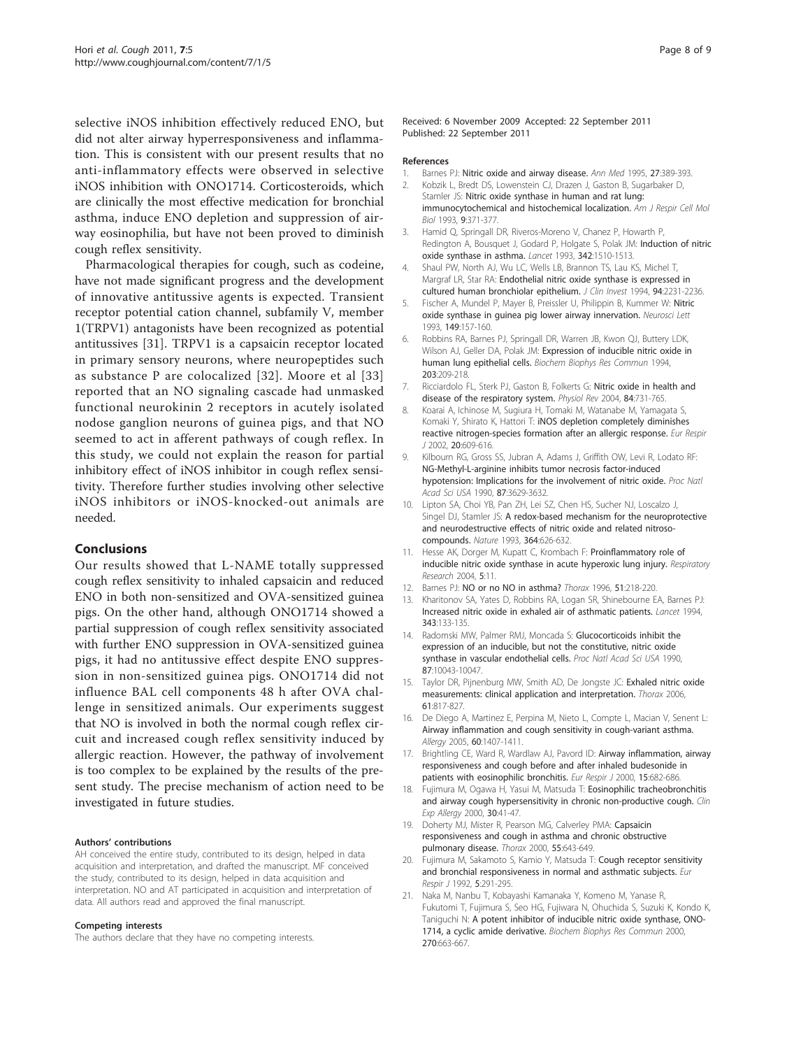selective iNOS inhibition effectively reduced ENO, but did not alter airway hyperresponsiveness and inflammation. This is consistent with our present results that no anti-inflammatory effects were observed in selective iNOS inhibition with ONO1714. Corticosteroids, which are clinically the most effective medication for bronchial asthma, induce ENO depletion and suppression of airway eosinophilia, but have not been proved to diminish cough reflex sensitivity.

Pharmacological therapies for cough, such as codeine, have not made significant progress and the development of innovative antitussive agents is expected. Transient receptor potential cation channel, subfamily V, member 1(TRPV1) antagonists have been recognized as potential antitussives [31]. TRPV1 is a capsaicin receptor located in primary sensory neurons, where neuropeptides such as substance P are colocalized [32]. Moore et al [33] reported that an NO signaling cascade had unmasked functional neurokinin 2 receptors in acutely isolated nodose ganglion neurons of guinea pigs, and that NO seemed to act in afferent pathways of cough reflex. In this study, we could not explain the reason for partial inhibitory effect of iNOS inhibitor in cough reflex sensitivity. Therefore further studies involving other selective iNOS inhibitors or iNOS-knocked-out animals are needed.

## Conclusions

Our results showed that L-NAME totally suppressed cough reflex sensitivity to inhaled capsaicin and reduced ENO in both non-sensitized and OVA-sensitized guinea pigs. On the other hand, although ONO1714 showed a partial suppression of cough reflex sensitivity associated with further ENO suppression in OVA-sensitized guinea pigs, it had no antitussive effect despite ENO suppression in non-sensitized guinea pigs. ONO1714 did not influence BAL cell components 48 h after OVA challenge in sensitized animals. Our experiments suggest that NO is involved in both the normal cough reflex circuit and increased cough reflex sensitivity induced by allergic reaction. However, the pathway of involvement is too complex to be explained by the results of the present study. The precise mechanism of action need to be investigated in future studies.

#### Authors' contributions

AH conceived the entire study, contributed to its design, helped in data acquisition and interpretation, and drafted the manuscript. MF conceived the study, contributed to its design, helped in data acquisition and interpretation. NO and AT participated in acquisition and interpretation of data. All authors read and approved the final manuscript.

#### Competing interests

The authors declare that they have no competing interests.

Received: 6 November 2009 Accepted: 22 September 2011
Published: 22 September 2011

#### References

1. Barnes PJ: **Nitric oxide and airway disease.** *Ann Med* 1995, **27**:389-393.
2. Kobzik L, Bredt DS, Lowenstein CJ, Drazen J, Gaston B, Sugarbaker D, Stamler JS: **Nitric oxide synthase in human and rat lung: immunocytochemical and histochemical localization.** *Am J Respir Cell Mol Biol* 1993, **9**:371-377.
3. Hamid Q, Springall DR, Riveros-Moreno V, Chanez P, Howarth P, Redington A, Bousquet J, Godard P, Holgate S, Polak JM: **Induction of nitric oxide synthase in asthma.** *Lancet* 1993, **342**:1510-1513.
4. Shaul PW, North AJ, Wu LC, Wells LB, Brannon TS, Lau KS, Michel T, Margraf LR, Star RA: **Endothelial nitric oxide synthase is expressed in cultured human bronchiolar epithelium.** *J Clin Invest* 1994, **94**:2231-2236.
5. Fischer A, Mundel P, Mayer B, Preissler U, Philippin B, Kummer W: **Nitric oxide synthase in guinea pig lower airway innervation.** *Neurosci Lett* 1993, **149**:157-160.
6. Robbins RA, Barnes PJ, Springall DR, Warren JB, Kwon OJ, Buttery LDK, Wilson AJ, Geller DA, Polak JM: **Expression of inducible nitric oxide in human lung epithelial cells.** *Biochem Biophys Res Commun* 1994, **203**:209-218.
7. Ricciardolo FL, Sterk PJ, Gaston B, Folkerts G: **Nitric oxide in health and disease of the respiratory system.** *Physiol Rev* 2004, **84**:731-765.
8. Koarai A, Ichinose M, Sugiura H, Tomaki M, Watanabe M, Yamagata S, Komaki Y, Shirato K, Hattori T: **iNOS depletion completely diminishes reactive nitrogen-species formation after an allergic response.** *Eur Respir J* 2002, **20**:609-616.
9. Kilbourn RG, Gross SS, Jubran A, Adams J, Griffith OW, Levi R, Lodato RF: **NG-Methyl-L-arginine inhibits tumor necrosis factor-induced hypotension: Implications for the involvement of nitric oxide.** *Proc Natl Acad Sci USA* 1990, **87**:3629-3632.
10. Lipton SA, Choi YB, Pan ZH, Lei SZ, Chen HS, Sucher NJ, Loscalzo J, Singel DJ, Stamler JS: **A redox-based mechanism for the neuroprotective and neurodestructive effects of nitric oxide and related nitroso-compounds.** *Nature* 1993, **364**:626-632.
11. Hesse AK, Dorger M, Kupatt C, Krombach F: **Proinflammatory role of inducible nitric oxide synthase in acute hyperoxic lung injury.** *Respiratory Research* 2004, **5**:11.
12. Barnes PJ: **NO or no NO in asthma?** *Thorax* 1996, **51**:218-220.
13. Kharitonov SA, Yates D, Robbins RA, Logan SR, Shinebourne EA, Barnes PJ: **Increased nitric oxide in exhaled air of asthmatic patients.** *Lancet* 1994, **343**:133-135.
14. Radomski MW, Palmer RMJ, Moncada S: **Glucocorticoids inhibit the expression of an inducible, but not the constitutive, nitric oxide synthase in vascular endothelial cells.** *Proc Natl Acad Sci USA* 1990, **87**:10043-10047.
15. Taylor DR, Pijnenburg MW, Smith AD, De Jongste JC: **Exhaled nitric oxide measurements: clinical application and interpretation.** *Thorax* 2006, **61**:817-827.
16. De Diego A, Martinez E, Perpina M, Nieto L, Compte L, Macian V, Senent L: **Airway inflammation and cough sensitivity in cough-variant asthma.** *Allergy* 2005, **60**:1407-1411.
17. Brightling CE, Ward R, Wardlaw AJ, Pavord ID: **Airway inflammation, airway responsiveness and cough before and after inhaled budesonide in patients with eosinophilic bronchitis.** *Eur Respir J* 2000, **15**:682-686.
18. Fujimura M, Ogawa H, Yasui M, Matsuda T: **Eosinophilic tracheobronchitis and airway cough hypersensitivity in chronic non-productive cough.** *Clin Exp Allergy* 2000, **30**:41-47.
19. Doherty MJ, Mister R, Pearson MG, Calverley PMA: **Capsaicin responsiveness and cough in asthma and chronic obstructive pulmonary disease.** *Thorax* 2000, **55**:643-649.
20. Fujimura M, Sakamoto S, Kamio Y, Matsuda T: **Cough receptor sensitivity and bronchial responsiveness in normal and asthmatic subjects.** *Eur Respir J* 1992, **5**:291-295.
21. Naka M, Nanbu T, Kobayashi Kamanaka Y, Komeno M, Yanase R, Fukutomi T, Fujimura S, Seo HG, Fujiwara N, Ohuchida S, Suzuki K, Kondo K, Taniguchi N: **A potent inhibitor of inducible nitric oxide synthase, ONO-1714, a cyclic amide derivative.** *Biochem Biophys Res Commun* 2000, **270**:663-667.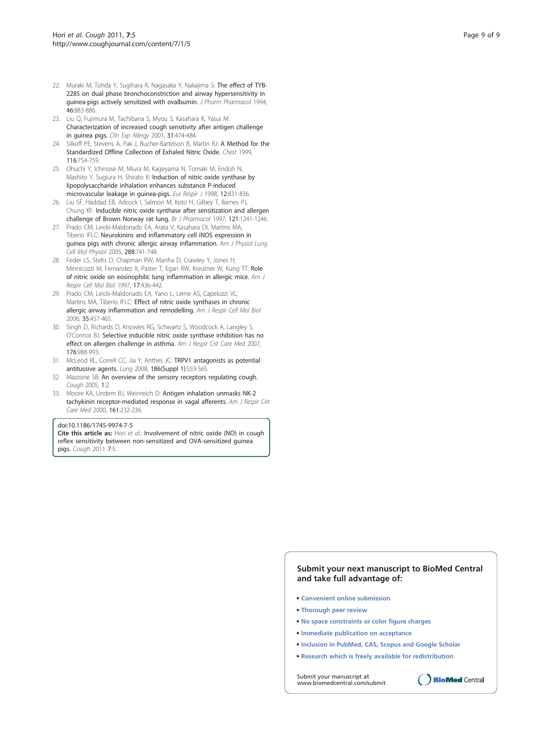22. Muraki M, Tohda Y, Sugihara R, Nagasaka Y, Nakajima S: **The effect of TYB-2285 on dual phase bronchoconstriction and airway hypersensitivity in guinea-pigs actively sensitized with ovalbumin.** *J Pharm Pharmacol* 1994, **46**:883-886.
23. Liu Q, Fujimura M, Tachibana S, Myou S, Kasahara K, Yasui M: **Characterization of increased cough sensitivity after antigen challenge in guinea pigs.** *Clin Exp Allergy* 2001, **31**:474-484.
24. Silkoff PE, Stevens A, Pak J, Bucher-Bartelson B, Martin RJ: **A Method for the Standardized Offline Collection of Exhaled Nitric Oxide.** *Chest* 1999, **116**:754-759.
25. Ohuchi Y, Ichinose M, Miura M, Kageyama N, Tomaki M, Endoh N, Mashito Y, Sugiura H, Shirato K: **Induction of nitric oxide synthase by lipopolysaccharide inhalation enhances substance P-induced microvascular leakage in guinea-pigs.** *Eur Respir J* 1998, **12**:831-836.
26. Liu SF, Haddad EB, Adcock I, Salmon M, Koto H, Gilbey T, Barnes PJ, Chung KF: **Inducible nitric oxide synthase after sensitization and allergen challenge of Brown Norway rat lung.** *Br J Pharmacol* 1997, **121**:1241-1246.
27. Prado CM, Leicki-Maldonado EA, Arata V, Kasahara DI, Martins MA, Tiberio IFLC: **Neurokinins and inflammatory cell iNOS expression in guinea pigs with chronic allergic airway inflammation.** *Am J Physiol Lung Cell Mol Physiol* 2005, **288**:741-748.
28. Feder LS, Stelts D, Chapman RW, Manfra D, Crawley Y, Jones H, Minnicozzi M, Fernandez X, Paster T, Egan RW, Kreutner W, Kung TT: **Role of nitric oxide on eosinophilic lung inflammation in allergic mice.** *Am J Respir Cell Mol Biol* 1997, **17**:436-442.
29. Prado CM, Leicki-Maldonado EA, Yano L, Leme AS, Capelozzi VL, Martins MA, Tiberio IFLC: **Effect of nitric oxide synthases in chronic allergic airway inflammation and remodelling.** *Am J Respir Cell Mol Biol* 2006, **35**:457-465.
30. Singh D, Richards D, Knowles RG, Schwartz S, Woodcock A, Langley S, O'Connor BJ: **Selective inducible nitric oxide synthase inhibition has no effect on allergen challenge in asthma.** *Am J Respir Crit Care Med* 2007, **176**:988-993.
31. McLeod RL, Correll CC, Jia Y, Anthes JC: **TRPV1 antagonists as potential antitussive agents.** *Lung* 2008, **186(Suppl 1)**:S59-S65.
32. Mazzone SB: **An overview of the sensory receptors regulating cough.** *Cough* 2005, **1**:2.
33. Moore KA, Undem BJ, Weinreich D: **Antigen inhalation unmasks NK-2 tachykinin receptor-mediated response in vagal afferents.** *Am J Respir Crit Care Med* 2000, **161**:232-236.

doi:10.1186/1745-9974-7-5

**Cite this article as:** Hori *et al.*: Involvement of nitric oxide (NO) in cough reflex sensitivity between non-sensitized and OVA-sensitized guinea pigs. *Cough* 2011 **7**:5.

**Submit your next manuscript to BioMed Central and take full advantage of:**

- **Convenient online submission**
- **Thorough peer review**
- **No space constraints or color figure charges**
- **Immediate publication on acceptance**
- **Inclusion in PubMed, CAS, Scopus and Google Scholar**
- **Research which is freely available for redistribution**

Submit your manuscript at
www.biomedcentral.com/submit

BioMed Central